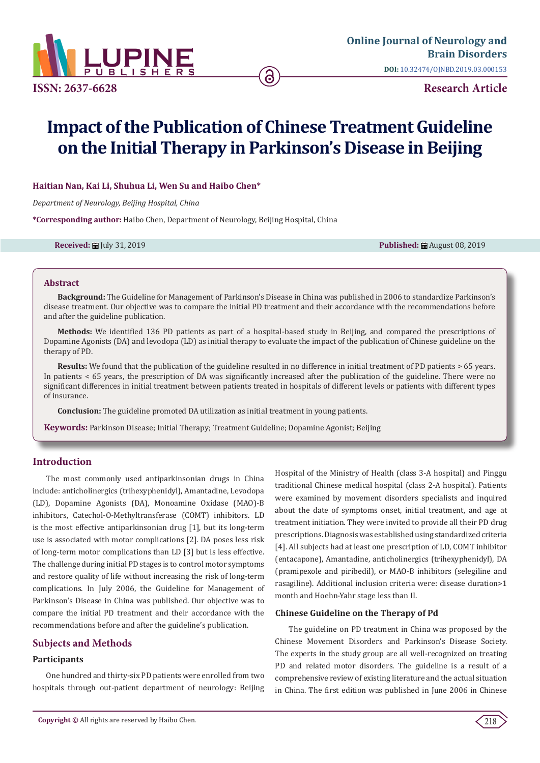# Impact of the Publication of Chinese Treatment Guideline on the Initial Therapy in Parkinson's Disease in Beijing

**Haitian Nan, Kai Li, Shuhua Li, Wen Su and Haibo Chen***

*Department of Neurology, Beijing Hospital, China*

***Corresponding author:** Haibo Chen, Department of Neurology, Beijing Hospital, China

**Received:** July 31, 2019 **Published:** August 08, 2019

## Abstract

**Background:** The Guideline for Management of Parkinson's Disease in China was published in 2006 to standardize Parkinson's disease treatment. Our objective was to compare the initial PD treatment and their accordance with the recommendations before and after the guideline publication.

**Methods:** We identified 136 PD patients as part of a hospital-based study in Beijing, and compared the prescriptions of Dopamine Agonists (DA) and levodopa (LD) as initial therapy to evaluate the impact of the publication of Chinese guideline on the therapy of PD.

**Results:** We found that the publication of the guideline resulted in no difference in initial treatment of PD patients > 65 years. In patients < 65 years, the prescription of DA was significantly increased after the publication of the guideline. There were no significant differences in initial treatment between patients treated in hospitals of different levels or patients with different types of insurance.

**Conclusion:** The guideline promoted DA utilization as initial treatment in young patients.

**Keywords:** Parkinson Disease; Initial Therapy; Treatment Guideline; Dopamine Agonist; Beijing

## Introduction

The most commonly used antiparkinsonian drugs in China include: anticholinergics (trihexyphenidyl), Amantadine, Levodopa (LD), Dopamine Agonists (DA), Monoamine Oxidase (MAO)-B inhibitors, Catechol-O-Methyltransferase (COMT) inhibitors. LD is the most effective antiparkinsonian drug [1], but its long-term use is associated with motor complications [2]. DA poses less risk of long-term motor complications than LD [3] but is less effective. The challenge during initial PD stages is to control motor symptoms and restore quality of life without increasing the risk of long-term complications. In July 2006, the Guideline for Management of Parkinson's Disease in China was published. Our objective was to compare the initial PD treatment and their accordance with the recommendations before and after the guideline's publication.

## Subjects and Methods

### Participants

One hundred and thirty-six PD patients were enrolled from two hospitals through out-patient department of neurology: Beijing Hospital of the Ministry of Health (class 3-A hospital) and Pinggu traditional Chinese medical hospital (class 2-A hospital). Patients were examined by movement disorders specialists and inquired about the date of symptoms onset, initial treatment, and age at treatment initiation. They were invited to provide all their PD drug prescriptions. Diagnosis was established using standardized criteria [4]. All subjects had at least one prescription of LD, COMT inhibitor (entacapone), Amantadine, anticholinergics (trihexyphenidyl), DA (pramipexole and piribedil), or MAO-B inhibitors (selegiline and rasagiline). Additional inclusion criteria were: disease duration>1 month and Hoehn-Yahr stage less than II.

### Chinese Guideline on the Therapy of Pd

The guideline on PD treatment in China was proposed by the Chinese Movement Disorders and Parkinson's Disease Society. The experts in the study group are all well-recognized on treating PD and related motor disorders. The guideline is a result of a comprehensive review of existing literature and the actual situation in China. The first edition was published in June 2006 in Chinese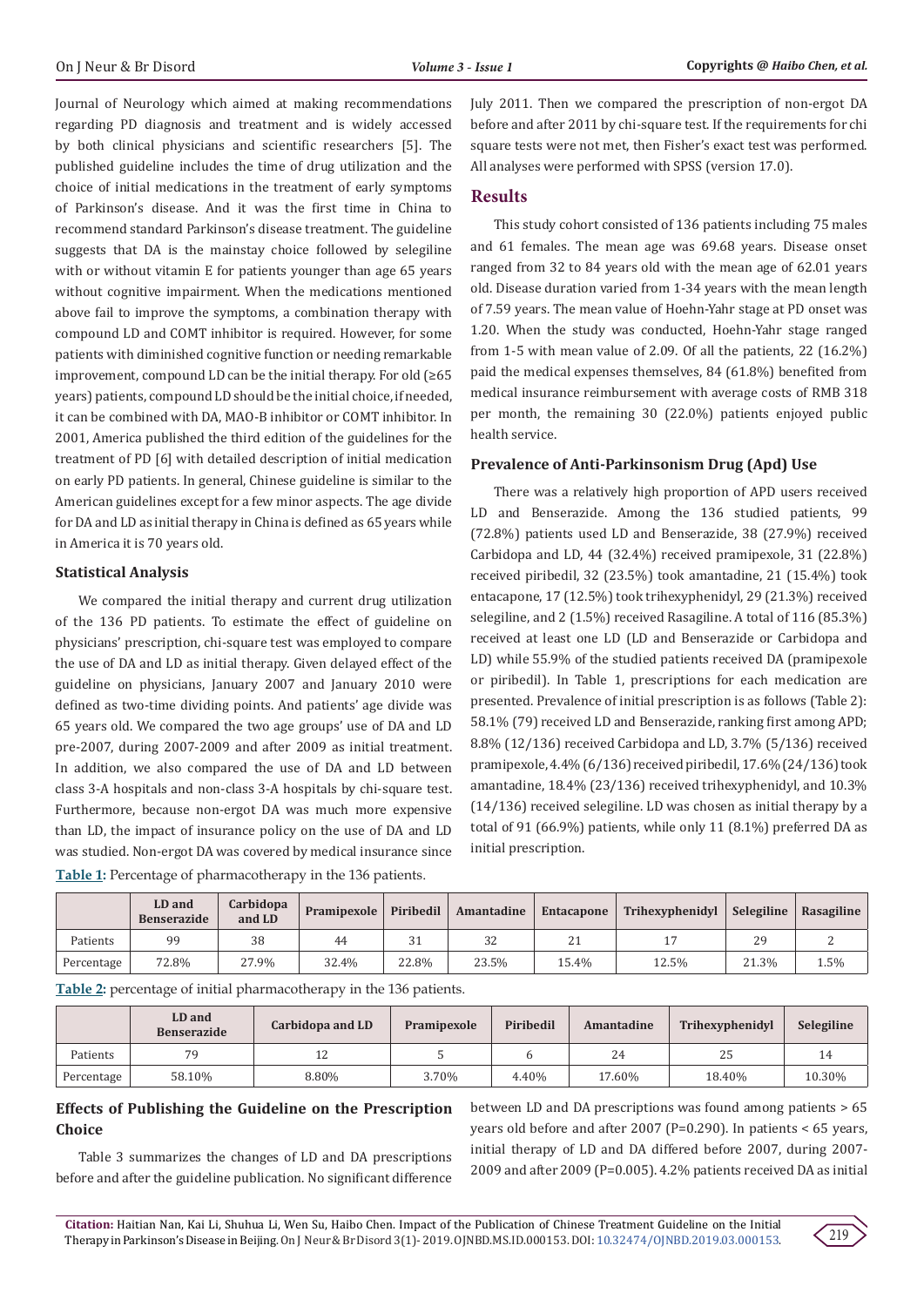Journal of Neurology which aimed at making recommendations regarding PD diagnosis and treatment and is widely accessed by both clinical physicians and scientific researchers [5]. The published guideline includes the time of drug utilization and the choice of initial medications in the treatment of early symptoms of Parkinson's disease. And it was the first time in China to recommend standard Parkinson's disease treatment. The guideline suggests that DA is the mainstay choice followed by selegiline with or without vitamin E for patients younger than age 65 years without cognitive impairment. When the medications mentioned above fail to improve the symptoms, a combination therapy with compound LD and COMT inhibitor is required. However, for some patients with diminished cognitive function or needing remarkable improvement, compound LD can be the initial therapy. For old (≥65 years) patients, compound LD should be the initial choice, if needed, it can be combined with DA, MAO-B inhibitor or COMT inhibitor. In 2001, America published the third edition of the guidelines for the treatment of PD [6] with detailed description of initial medication on early PD patients. In general, Chinese guideline is similar to the American guidelines except for a few minor aspects. The age divide for DA and LD as initial therapy in China is defined as 65 years while in America it is 70 years old.

### Statistical Analysis

We compared the initial therapy and current drug utilization of the 136 PD patients. To estimate the effect of guideline on physicians' prescription, chi-square test was employed to compare the use of DA and LD as initial therapy. Given delayed effect of the guideline on physicians, January 2007 and January 2010 were defined as two-time dividing points. And patients' age divide was 65 years old. We compared the two age groups' use of DA and LD pre-2007, during 2007-2009 and after 2009 as initial treatment. In addition, we also compared the use of DA and LD between class 3-A hospitals and non-class 3-A hospitals by chi-square test. Furthermore, because non-ergot DA was much more expensive than LD, the impact of insurance policy on the use of DA and LD was studied. Non-ergot DA was covered by medical insurance since July 2011. Then we compared the prescription of non-ergot DA before and after 2011 by chi-square test. If the requirements for chi square tests were not met, then Fisher's exact test was performed. All analyses were performed with SPSS (version 17.0).

## Results

This study cohort consisted of 136 patients including 75 males and 61 females. The mean age was 69.68 years. Disease onset ranged from 32 to 84 years old with the mean age of 62.01 years old. Disease duration varied from 1-34 years with the mean length of 7.59 years. The mean value of Hoehn-Yahr stage at PD onset was 1.20. When the study was conducted, Hoehn-Yahr stage ranged from 1-5 with mean value of 2.09. Of all the patients, 22 (16.2%) paid the medical expenses themselves, 84 (61.8%) benefited from medical insurance reimbursement with average costs of RMB 318 per month, the remaining 30 (22.0%) patients enjoyed public health service.

### Prevalence of Anti-Parkinsonism Drug (Apd) Use

There was a relatively high proportion of APD users received LD and Benserazide. Among the 136 studied patients, 99 (72.8%) patients used LD and Benserazide, 38 (27.9%) received Carbidopa and LD, 44 (32.4%) received pramipexole, 31 (22.8%) received piribedil, 32 (23.5%) took amantadine, 21 (15.4%) took entacapone, 17 (12.5%) took trihexyphenidyl, 29 (21.3%) received selegiline, and 2 (1.5%) received Rasagiline. A total of 116 (85.3%) received at least one LD (LD and Benserazide or Carbidopa and LD) while 55.9% of the studied patients received DA (pramipexole or piribedil). In Table 1, prescriptions for each medication are presented. Prevalence of initial prescription is as follows (Table 2): 58.1% (79) received LD and Benserazide, ranking first among APD; 8.8% (12/136) received Carbidopa and LD, 3.7% (5/136) received pramipexole, 4.4% (6/136) received piribedil, 17.6% (24/136) took amantadine, 18.4% (23/136) received trihexyphenidyl, and 10.3% (14/136) received selegiline. LD was chosen as initial therapy by a total of 91 (66.9%) patients, while only 11 (8.1%) preferred DA as initial prescription.

**Table 1:** Percentage of pharmacotherapy in the 136 patients.

| | LD and Benserazide | Carbidopa and LD | Pramipexole | Piribedil | Amantadine | Entacapone | Trihexyphenidyl | Selegiline | Rasagiline |
|---|---|---|---|---|---|---|---|---|---|
| Patients | 99 | 38 | 44 | 31 | 32 | 21 | 17 | 29 | 2 |
| Percentage | 72.8% | 27.9% | 32.4% | 22.8% | 23.5% | 15.4% | 12.5% | 21.3% | 1.5% |

**Table 2:** percentage of initial pharmacotherapy in the 136 patients.

| | LD and Benserazide | Carbidopa and LD | Pramipexole | Piribedil | Amantadine | Trihexyphenidyl | Selegiline |
|---|---|---|---|---|---|---|---|
| Patients | 79 | 12 | 5 | 6 | 24 | 25 | 14 |
| Percentage | 58.10% | 8.80% | 3.70% | 4.40% | 17.60% | 18.40% | 10.30% |

### Effects of Publishing the Guideline on the Prescription Choice

Table 3 summarizes the changes of LD and DA prescriptions before and after the guideline publication. No significant difference between LD and DA prescriptions was found among patients > 65 years old before and after 2007 (P=0.290). In patients < 65 years, initial therapy of LD and DA differed before 2007, during 2007-2009 and after 2009 (P=0.005). 4.2% patients received DA as initial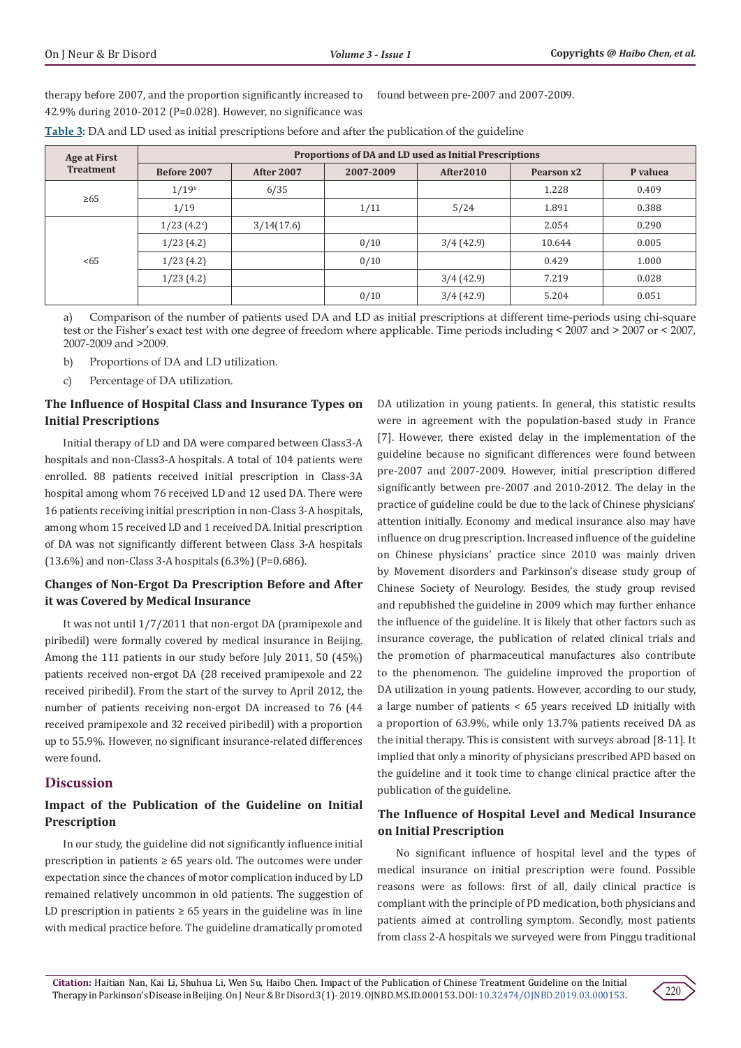therapy before 2007, and the proportion significantly increased to 42.9% during 2010-2012 (P=0.028). However, no significance was found between pre-2007 and 2007-2009.

**Table 3**: DA and LD used as initial prescriptions before and after the publication of the guideline

| Age at First Treatment | Proportions of DA and LD used as Initial Prescriptions | | | | | |
|---|---|---|---|---|---|---|
| | Before 2007 | After 2007 | 2007-2009 | After2010 | Pearson x2 | P valuea |
| ≥65 | 1/19[b] | 6/35 | | | 1.228 | 0.409 |
| | 1/19 | | 1/11 | 5/24 | 1.891 | 0.388 |
| <65 | 1/23 (4.2[c]) | 3/14(17.6) | | | 2.054 | 0.290 |
| | 1/23 (4.2) | | 0/10 | 3/4 (42.9) | 10.644 | 0.005 |
| | 1/23 (4.2) | | 0/10 | | 0.429 | 1.000 |
| | 1/23 (4.2) | | | 3/4 (42.9) | 7.219 | 0.028 |
| | | | 0/10 | 3/4 (42.9) | 5.204 | 0.051 |

a) Comparison of the number of patients used DA and LD as initial prescriptions at different time-periods using chi-square test or the Fisher's exact test with one degree of freedom where applicable. Time periods including < 2007 and > 2007 or < 2007, 2007-2009 and >2009.

b) Proportions of DA and LD utilization.

c) Percentage of DA utilization.

### The Influence of Hospital Class and Insurance Types on Initial Prescriptions

Initial therapy of LD and DA were compared between Class3-A hospitals and non-Class3-A hospitals. A total of 104 patients were enrolled. 88 patients received initial prescription in Class-3A hospital among whom 76 received LD and 12 used DA. There were 16 patients receiving initial prescription in non-Class 3-A hospitals, among whom 15 received LD and 1 received DA. Initial prescription of DA was not significantly different between Class 3-A hospitals (13.6%) and non-Class 3-A hospitals (6.3%) (P=0.686).

### Changes of Non-Ergot Da Prescription Before and After it was Covered by Medical Insurance

It was not until 1/7/2011 that non-ergot DA (pramipexole and piribedil) were formally covered by medical insurance in Beijing. Among the 111 patients in our study before July 2011, 50 (45%) patients received non-ergot DA (28 received pramipexole and 22 received piribedil). From the start of the survey to April 2012, the number of patients receiving non-ergot DA increased to 76 (44 received pramipexole and 32 received piribedil) with a proportion up to 55.9%. However, no significant insurance-related differences were found.

## Discussion

### Impact of the Publication of the Guideline on Initial Prescription

In our study, the guideline did not significantly influence initial prescription in patients ≥ 65 years old. The outcomes were under expectation since the chances of motor complication induced by LD remained relatively uncommon in old patients. The suggestion of LD prescription in patients ≥ 65 years in the guideline was in line with medical practice before. The guideline dramatically promoted DA utilization in young patients. In general, this statistic results were in agreement with the population-based study in France [7]. However, there existed delay in the implementation of the guideline because no significant differences were found between pre-2007 and 2007-2009. However, initial prescription differed significantly between pre-2007 and 2010-2012. The delay in the practice of guideline could be due to the lack of Chinese physicians' attention initially. Economy and medical insurance also may have influence on drug prescription. Increased influence of the guideline on Chinese physicians' practice since 2010 was mainly driven by Movement disorders and Parkinson's disease study group of Chinese Society of Neurology. Besides, the study group revised and republished the guideline in 2009 which may further enhance the influence of the guideline. It is likely that other factors such as insurance coverage, the publication of related clinical trials and the promotion of pharmaceutical manufactures also contribute to the phenomenon. The guideline improved the proportion of DA utilization in young patients. However, according to our study, a large number of patients < 65 years received LD initially with a proportion of 63.9%, while only 13.7% patients received DA as the initial therapy. This is consistent with surveys abroad [8-11]. It implied that only a minority of physicians prescribed APD based on the guideline and it took time to change clinical practice after the publication of the guideline.

### The Influence of Hospital Level and Medical Insurance on Initial Prescription

No significant influence of hospital level and the types of medical insurance on initial prescription were found. Possible reasons were as follows: first of all, daily clinical practice is compliant with the principle of PD medication, both physicians and patients aimed at controlling symptom. Secondly, most patients from class 2-A hospitals we surveyed were from Pinggu traditional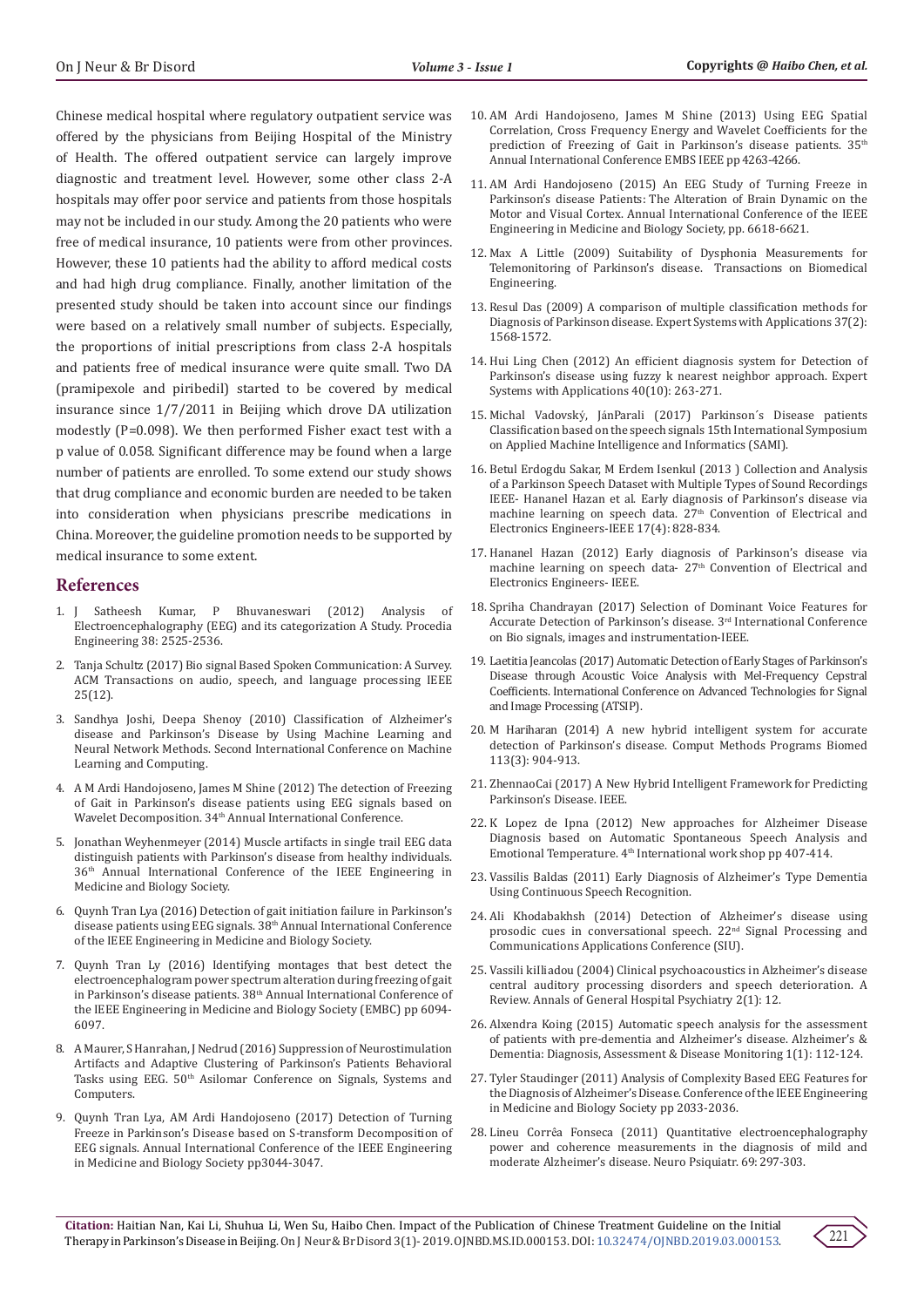Chinese medical hospital where regulatory outpatient service was offered by the physicians from Beijing Hospital of the Ministry of Health. The offered outpatient service can largely improve diagnostic and treatment level. However, some other class 2-A hospitals may offer poor service and patients from those hospitals may not be included in our study. Among the 20 patients who were free of medical insurance, 10 patients were from other provinces. However, these 10 patients had the ability to afford medical costs and had high drug compliance. Finally, another limitation of the presented study should be taken into account since our findings were based on a relatively small number of subjects. Especially, the proportions of initial prescriptions from class 2-A hospitals and patients free of medical insurance were quite small. Two DA (pramipexole and piribedil) started to be covered by medical insurance since 1/7/2011 in Beijing which drove DA utilization modestly (P=0.098). We then performed Fisher exact test with a p value of 0.058. Significant difference may be found when a large number of patients are enrolled. To some extend our study shows that drug compliance and economic burden are needed to be taken into consideration when physicians prescribe medications in China. Moreover, the guideline promotion needs to be supported by medical insurance to some extent.

## References

1. J Satheesh Kumar, P Bhuvaneswari (2012) Analysis of Electroencephalography (EEG) and its categorization A Study. Procedia Engineering 38: 2525-2536.
2. Tanja Schultz (2017) Bio signal Based Spoken Communication: A Survey. ACM Transactions on audio, speech, and language processing IEEE 25(12).
3. Sandhya Joshi, Deepa Shenoy (2010) Classification of Alzheimer's disease and Parkinson's Disease by Using Machine Learning and Neural Network Methods. Second International Conference on Machine Learning and Computing.
4. A M Ardi Handojoseno, James M Shine (2012) The detection of Freezing of Gait in Parkinson's disease patients using EEG signals based on Wavelet Decomposition. 34th Annual International Conference.
5. Jonathan Weyhenmeyer (2014) Muscle artifacts in single trail EEG data distinguish patients with Parkinson's disease from healthy individuals. 36th Annual International Conference of the IEEE Engineering in Medicine and Biology Society.
6. Quynh Tran Lya (2016) Detection of gait initiation failure in Parkinson's disease patients using EEG signals. 38th Annual International Conference of the IEEE Engineering in Medicine and Biology Society.
7. Quynh Tran Ly (2016) Identifying montages that best detect the electroencephalogram power spectrum alteration during freezing of gait in Parkinson's disease patients. 38th Annual International Conference of the IEEE Engineering in Medicine and Biology Society (EMBC) pp 6094-6097.
8. A Maurer, S Hanrahan, J Nedrud (2016) Suppression of Neurostimulation Artifacts and Adaptive Clustering of Parkinson's Patients Behavioral Tasks using EEG. 50th Asilomar Conference on Signals, Systems and Computers.
9. Quynh Tran Lya, AM Ardi Handojoseno (2017) Detection of Turning Freeze in Parkinson's Disease based on S-transform Decomposition of EEG signals. Annual International Conference of the IEEE Engineering in Medicine and Biology Society pp3044-3047.
10. AM Ardi Handojoseno, James M Shine (2013) Using EEG Spatial Correlation, Cross Frequency Energy and Wavelet Coefficients for the prediction of Freezing of Gait in Parkinson's disease patients. 35th Annual International Conference EMBS IEEE pp 4263-4266.
11. AM Ardi Handojoseno (2015) An EEG Study of Turning Freeze in Parkinson's disease Patients: The Alteration of Brain Dynamic on the Motor and Visual Cortex. Annual International Conference of the IEEE Engineering in Medicine and Biology Society, pp. 6618-6621.
12. Max A Little (2009) Suitability of Dysphonia Measurements for Telemonitoring of Parkinson's disease. Transactions on Biomedical Engineering.
13. Resul Das (2009) A comparison of multiple classification methods for Diagnosis of Parkinson disease. Expert Systems with Applications 37(2): 1568-1572.
14. Hui Ling Chen (2012) An efficient diagnosis system for Detection of Parkinson's disease using fuzzy k nearest neighbor approach. Expert Systems with Applications 40(10): 263-271.
15. Michal Vadovský, JánParali (2017) Parkinson´s Disease patients Classification based on the speech signals 15th International Symposium on Applied Machine Intelligence and Informatics (SAMI).
16. Betul Erdogdu Sakar, M Erdem Isenkul (2013 ) Collection and Analysis of a Parkinson Speech Dataset with Multiple Types of Sound Recordings IEEE- Hananel Hazan et al. Early diagnosis of Parkinson's disease via machine learning on speech data. 27th Convention of Electrical and Electronics Engineers-IEEE 17(4): 828-834.
17. Hananel Hazan (2012) Early diagnosis of Parkinson's disease via machine learning on speech data- 27th Convention of Electrical and Electronics Engineers- IEEE.
18. Spriha Chandrayan (2017) Selection of Dominant Voice Features for Accurate Detection of Parkinson's disease. 3rd International Conference on Bio signals, images and instrumentation-IEEE.
19. Laetitia Jeancolas (2017) Automatic Detection of Early Stages of Parkinson's Disease through Acoustic Voice Analysis with Mel-Frequency Cepstral Coefficients. International Conference on Advanced Technologies for Signal and Image Processing (ATSIP).
20. M Hariharan (2014) A new hybrid intelligent system for accurate detection of Parkinson's disease. Comput Methods Programs Biomed 113(3): 904-913.
21. ZhennaoCai (2017) A New Hybrid Intelligent Framework for Predicting Parkinson's Disease. IEEE.
22. K Lopez de Ipna (2012) New approaches for Alzheimer Disease Diagnosis based on Automatic Spontaneous Speech Analysis and Emotional Temperature. 4th International work shop pp 407-414.
23. Vassilis Baldas (2011) Early Diagnosis of Alzheimer's Type Dementia Using Continuous Speech Recognition.
24. Ali Khodabakhsh (2014) Detection of Alzheimer's disease using prosodic cues in conversational speech. 22nd Signal Processing and Communications Applications Conference (SIU).
25. Vassili kIliadou (2004) Clinical psychoacoustics in Alzheimer's disease central auditory processing disorders and speech deterioration. A Review. Annals of General Hospital Psychiatry 2(1): 12.
26. Alexndra Koing (2015) Automatic speech analysis for the assessment of patients with pre-dementia and Alzheimer's disease. Alzheimer's & Dementia: Diagnosis, Assessment & Disease Monitoring 1(1): 112-124.
27. Tyler Staudinger (2011) Analysis of Complexity Based EEG Features for the Diagnosis of Alzheimer's Disease. Conference of the IEEE Engineering in Medicine and Biology Society pp 2033-2036.
28. Lineu Corrêa Fonseca (2011) Quantitative electroencephalography power and coherence measurements in the diagnosis of mild and moderate Alzheimer's disease. Neuro Psiquiatr. 69: 297-303.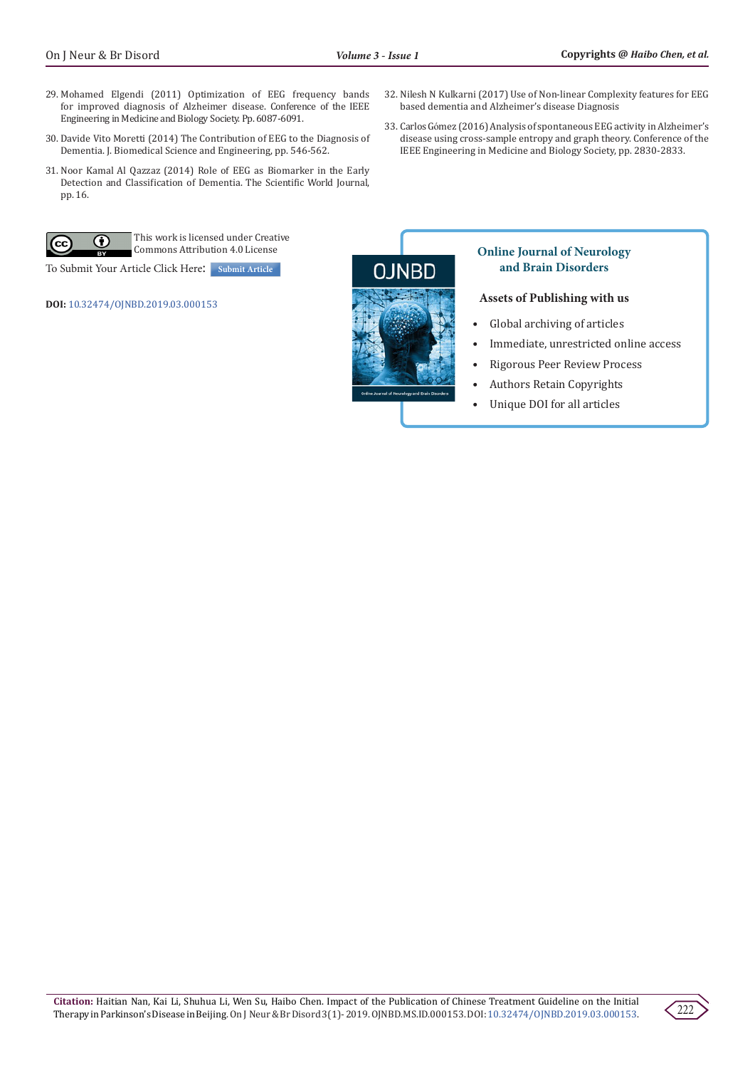29. Mohamed Elgendi (2011) Optimization of EEG frequency bands for improved diagnosis of Alzheimer disease. Conference of the IEEE Engineering in Medicine and Biology Society. Pp. 6087-6091.
30. Davide Vito Moretti (2014) The Contribution of EEG to the Diagnosis of Dementia. J. Biomedical Science and Engineering, pp. 546-562.
31. Noor Kamal Al Qazzaz (2014) Role of EEG as Biomarker in the Early Detection and Classification of Dementia. The Scientific World Journal, pp. 16.
32. Nilesh N Kulkarni (2017) Use of Non-linear Complexity features for EEG based dementia and Alzheimer's disease Diagnosis
33. Carlos Gómez (2016) Analysis of spontaneous EEG activity in Alzheimer's disease using cross-sample entropy and graph theory. Conference of the IEEE Engineering in Medicine and Biology Society, pp. 2830-2833.

This work is licensed under Creative Commons Attribution 4.0 License

To Submit Your Article Click Here: Submit Article

**DOI:** 10.32474/OJNBD.2019.03.000153

**Online Journal of Neurology and Brain Disorders**

**Assets of Publishing with us**

- Global archiving of articles
- Immediate, unrestricted online access
- Rigorous Peer Review Process
- Authors Retain Copyrights
- Unique DOI for all articles

**Citation:** Haitian Nan, Kai Li, Shuhua Li, Wen Su, Haibo Chen. Impact of the Publication of Chinese Treatment Guideline on the Initial Therapy in Parkinson's Disease in Beijing. On J Neur & Br Disord 3(1)- 2019. OJNBD.MS.ID.000153. DOI: 10.32474/OJNBD.2019.03.000153.